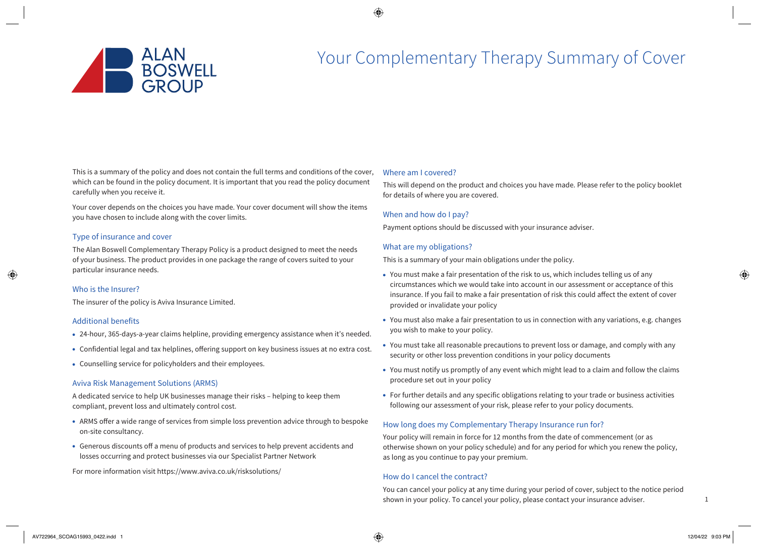ALAN BOSWELL GROUP

# Your Complementary Therapy Summary of Cover

This is a summary of the policy and does not contain the full terms and conditions of the cover, which can be found in the policy document. It is important that you read the policy document carefully when you receive it.

Your cover depends on the choices you have made. Your cover document will show the items you have chosen to include along with the cover limits.

## Type of insurance and cover

The Alan Boswell Complementary Therapy Policy is a product designed to meet the needs of your business. The product provides in one package the range of covers suited to your particular insurance needs.

## Who is the Insurer?

The insurer of the policy is Aviva Insurance Limited.

## Additional benefits

- 24-hour, 365-days-a-year claims helpline, providing emergency assistance when it's needed.
- Confidential legal and tax helplines, offering support on key business issues at no extra cost.
- Counselling service for policyholders and their employees.

## Aviva Risk Management Solutions (ARMS)

A dedicated service to help UK businesses manage their risks – helping to keep them compliant, prevent loss and ultimately control cost.

- ARMS offer a wide range of services from simple loss prevention advice through to bespoke on-site consultancy.
- Generous discounts off a menu of products and services to help prevent accidents and losses occurring and protect businesses via our Specialist Partner Network

For more information visit https://www.aviva.co.uk/risksolutions/

## Where am I covered?

This will depend on the product and choices you have made. Please refer to the policy booklet for details of where you are covered.

## When and how do I pay?

Payment options should be discussed with your insurance adviser.

## What are my obligations?

This is a summary of your main obligations under the policy.

- You must make a fair presentation of the risk to us, which includes telling us of any circumstances which we would take into account in our assessment or acceptance of this insurance. If you fail to make a fair presentation of risk this could affect the extent of cover provided or invalidate your policy
- You must also make a fair presentation to us in connection with any variations, e.g. changes you wish to make to your policy.
- You must take all reasonable precautions to prevent loss or damage, and comply with any security or other loss prevention conditions in your policy documents
- You must notify us promptly of any event which might lead to a claim and follow the claims procedure set out in your policy
- For further details and any specific obligations relating to your trade or business activities following our assessment of your risk, please refer to your policy documents.

## How long does my Complementary Therapy Insurance run for?

Your policy will remain in force for 12 months from the date of commencement (or as otherwise shown on your policy schedule) and for any period for which you renew the policy, as long as you continue to pay your premium.

## How do I cancel the contract?

You can cancel your policy at any time during your period of cover, subject to the notice period shown in your policy. To cancel your policy, please contact your insurance adviser.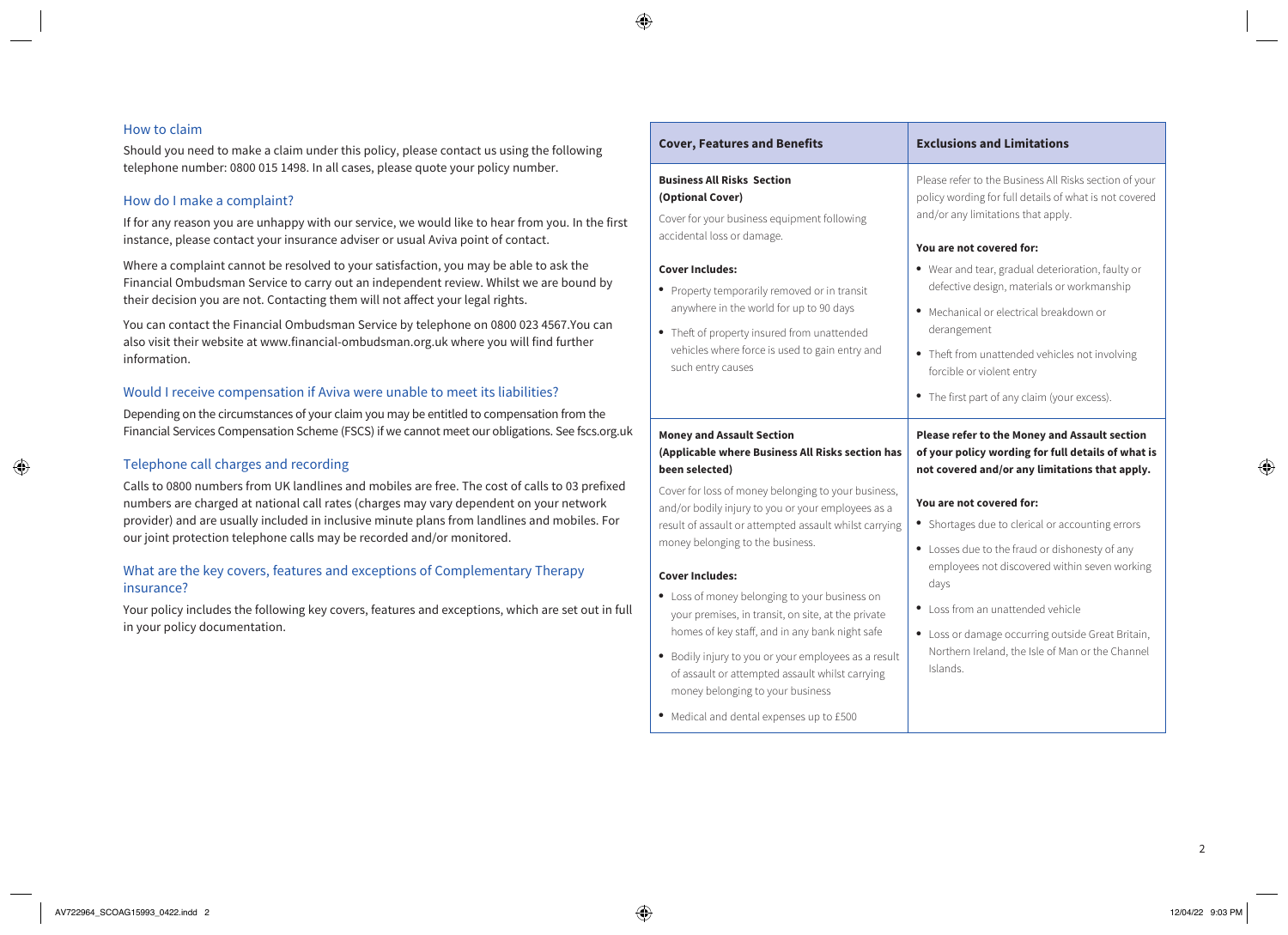## How to claim

Should you need to make a claim under this policy, please contact us using the following telephone number: 0800 015 1498. In all cases, please quote your policy number.

## How do I make a complaint?

If for any reason you are unhappy with our service, we would like to hear from you. In the first instance, please contact your insurance adviser or usual Aviva point of contact.

Where a complaint cannot be resolved to your satisfaction, you may be able to ask the Financial Ombudsman Service to carry out an independent review. Whilst we are bound by their decision you are not. Contacting them will not affect your legal rights.

You can contact the Financial Ombudsman Service by telephone on 0800 023 4567.You can also visit their website at www.financial-ombudsman.org.uk where you will find further information.

## Would I receive compensation if Aviva were unable to meet its liabilities?

Depending on the circumstances of your claim you may be entitled to compensation from the Financial Services Compensation Scheme (FSCS) if we cannot meet our obligations. See fscs.org.uk

## Telephone call charges and recording

Calls to 0800 numbers from UK landlines and mobiles are free. The cost of calls to 03 prefixed numbers are charged at national call rates (charges may vary dependent on your network provider) and are usually included in inclusive minute plans from landlines and mobiles. For our joint protection telephone calls may be recorded and/or monitored.

## What are the key covers, features and exceptions of Complementary Therapy insurance?

Your policy includes the following key covers, features and exceptions, which are set out in full in your policy documentation.

| Cover, Features and Benefits | Exclusions and Limitations |
|---|---|
| **Business All Risks Section (Optional Cover)**<br><br>Cover for your business equipment following accidental loss or damage.<br><br>**Cover Includes:**<br>• Property temporarily removed or in transit anywhere in the world for up to 90 days<br>• Theft of property insured from unattended vehicles where force is used to gain entry and such entry causes | Please refer to the Business All Risks section of your policy wording for full details of what is not covered and/or any limitations that apply.<br><br>**You are not covered for:**<br>• Wear and tear, gradual deterioration, faulty or defective design, materials or workmanship<br>• Mechanical or electrical breakdown or derangement<br>• Theft from unattended vehicles not involving forcible or violent entry<br>• The first part of any claim (your excess). |
| **Money and Assault Section (Applicable where Business All Risks section has been selected)**<br><br>Cover for loss of money belonging to your business, and/or bodily injury to you or your employees as a result of assault or attempted assault whilst carrying money belonging to the business.<br><br>**Cover Includes:**<br>• Loss of money belonging to your business on your premises, in transit, on site, at the private homes of key staff, and in any bank night safe<br>• Bodily injury to you or your employees as a result of assault or attempted assault whilst carrying money belonging to your business<br>• Medical and dental expenses up to £500 | **Please refer to the Money and Assault section of your policy wording for full details of what is not covered and/or any limitations that apply.**<br><br>**You are not covered for:**<br>• Shortages due to clerical or accounting errors<br>• Losses due to the fraud or dishonesty of any employees not discovered within seven working days<br>• Loss from an unattended vehicle<br>• Loss or damage occurring outside Great Britain, Northern Ireland, the Isle of Man or the Channel Islands. |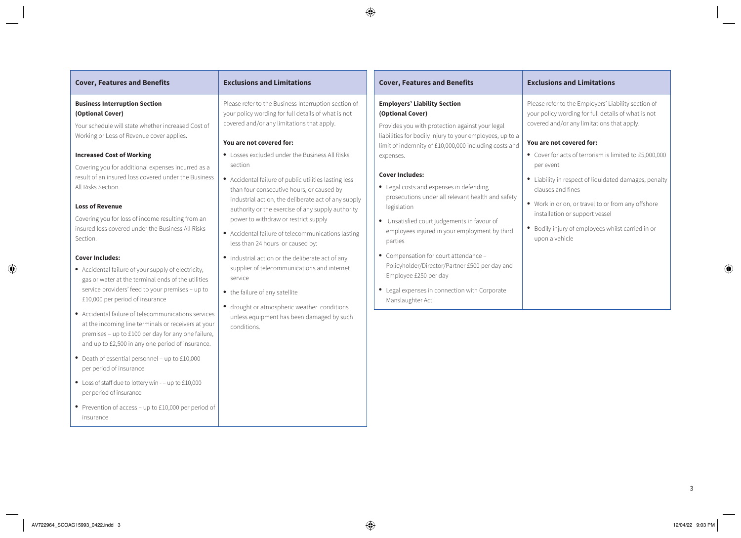| Cover, Features and Benefits | Exclusions and Limitations |
| --- | --- |
| **Business Interruption Section (Optional Cover)**<br><br>Your schedule will state whether increased Cost of Working or Loss of Revenue cover applies.<br><br>**Increased Cost of Working**<br><br>Covering you for additional expenses incurred as a result of an insured loss covered under the Business All Risks Section.<br><br>**Loss of Revenue**<br><br>Covering you for loss of income resulting from an insured loss covered under the Business All Risks Section.<br><br>**Cover Includes:**<br><br>• Accidental failure of your supply of electricity, gas or water at the terminal ends of the utilities service providers' feed to your premises – up to £10,000 per period of insurance<br>• Accidental failure of telecommunications services at the incoming line terminals or receivers at your premises – up to £100 per day for any one failure, and up to £2,500 in any one period of insurance.<br>• Death of essential personnel – up to £10,000 per period of insurance<br>• Loss of staff due to lottery win - – up to £10,000 per period of insurance<br>• Prevention of access – up to £10,000 per period of insurance | Please refer to the Business Interruption section of your policy wording for full details of what is not covered and/or any limitations that apply.<br><br>**You are not covered for:**<br><br>• Losses excluded under the Business All Risks section<br>• Accidental failure of public utilities lasting less than four consecutive hours, or caused by industrial action, the deliberate act of any supply authority or the exercise of any supply authority power to withdraw or restrict supply<br>• Accidental failure of telecommunications lasting less than 24 hours or caused by:<br>• industrial action or the deliberate act of any supplier of telecommunications and internet service<br>• the failure of any satellite<br>• drought or atmospheric weather conditions unless equipment has been damaged by such conditions. |

| Cover, Features and Benefits | Exclusions and Limitations |
| --- | --- |
| **Employers' Liability Section (Optional Cover)**<br><br>Provides you with protection against your legal liabilities for bodily injury to your employees, up to a limit of indemnity of £10,000,000 including costs and expenses.<br><br>**Cover Includes:**<br><br>• Legal costs and expenses in defending prosecutions under all relevant health and safety legislation<br>• Unsatisfied court judgements in favour of employees injured in your employment by third parties<br>• Compensation for court attendance – Policyholder/Director/Partner £500 per day and Employee £250 per day<br>• Legal expenses in connection with Corporate Manslaughter Act | Please refer to the Employers' Liability section of your policy wording for full details of what is not covered and/or any limitations that apply.<br><br>**You are not covered for:**<br><br>• Cover for acts of terrorism is limited to £5,000,000 per event<br>• Liability in respect of liquidated damages, penalty clauses and fines<br>• Work in or on, or travel to or from any offshore installation or support vessel<br>• Bodily injury of employees whilst carried in or upon a vehicle |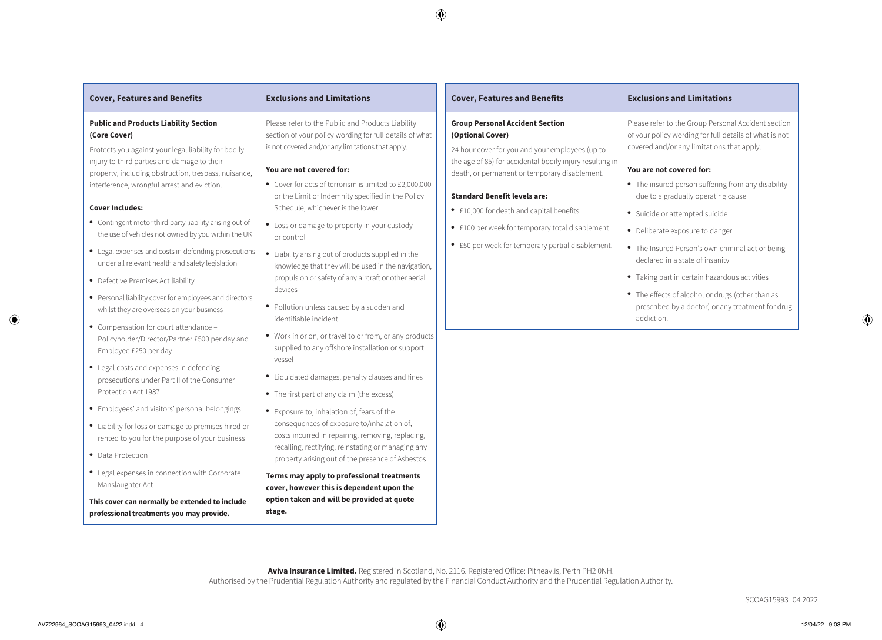| Cover, Features and Benefits | Exclusions and Limitations |
|---|---|
| **Public and Products Liability Section (Core Cover)**<br><br>Protects you against your legal liability for bodily injury to third parties and damage to their property, including obstruction, trespass, nuisance, interference, wrongful arrest and eviction.<br><br>**Cover Includes:**<br>• Contingent motor third party liability arising out of the use of vehicles not owned by you within the UK<br>• Legal expenses and costs in defending prosecutions under all relevant health and safety legislation<br>• Defective Premises Act liability<br>• Personal liability cover for employees and directors whilst they are overseas on your business<br>• Compensation for court attendance – Policyholder/Director/Partner £500 per day and Employee £250 per day<br>• Legal costs and expenses in defending prosecutions under Part II of the Consumer Protection Act 1987<br>• Employees' and visitors' personal belongings<br>• Liability for loss or damage to premises hired or rented to you for the purpose of your business<br>• Data Protection<br>• Legal expenses in connection with Corporate Manslaughter Act<br><br>**This cover can normally be extended to include professional treatments you may provide.** | Please refer to the Public and Products Liability section of your policy wording for full details of what is not covered and/or any limitations that apply.<br><br>**You are not covered for:**<br>• Cover for acts of terrorism is limited to £2,000,000 or the Limit of Indemnity specified in the Policy Schedule, whichever is the lower<br>• Loss or damage to property in your custody or control<br>• Liability arising out of products supplied in the knowledge that they will be used in the navigation, propulsion or safety of any aircraft or other aerial devices<br>• Pollution unless caused by a sudden and identifiable incident<br>• Work in or on, or travel to or from, or any products supplied to any offshore installation or support vessel<br>• Liquidated damages, penalty clauses and fines<br>• The first part of any claim (the excess)<br>• Exposure to, inhalation of, fears of the consequences of exposure to/inhalation of, costs incurred in repairing, removing, replacing, recalling, rectifying, reinstating or managing any property arising out of the presence of Asbestos<br><br>**Terms may apply to professional treatments cover, however this is dependent upon the option taken and will be provided at quote stage.** |

| Cover, Features and Benefits | Exclusions and Limitations |
|---|---|
| **Group Personal Accident Section (Optional Cover)**<br><br>24 hour cover for you and your employees (up to the age of 85) for accidental bodily injury resulting in death, or permanent or temporary disablement.<br><br>**Standard Benefit levels are:**<br>• £10,000 for death and capital benefits<br>• £100 per week for temporary total disablement<br>• £50 per week for temporary partial disablement. | Please refer to the Group Personal Accident section of your policy wording for full details of what is not covered and/or any limitations that apply.<br><br>**You are not covered for:**<br>• The insured person suffering from any disability due to a gradually operating cause<br>• Suicide or attempted suicide<br>• Deliberate exposure to danger<br>• The Insured Person's own criminal act or being declared in a state of insanity<br>• Taking part in certain hazardous activities<br>• The effects of alcohol or drugs (other than as prescribed by a doctor) or any treatment for drug addiction. |

**Aviva Insurance Limited.** Registered in Scotland, No. 2116. Registered Office: Pitheavlis, Perth PH2 0NH.
Authorised by the Prudential Regulation Authority and regulated by the Financial Conduct Authority and the Prudential Regulation Authority.

SCOAG15993 04.2022